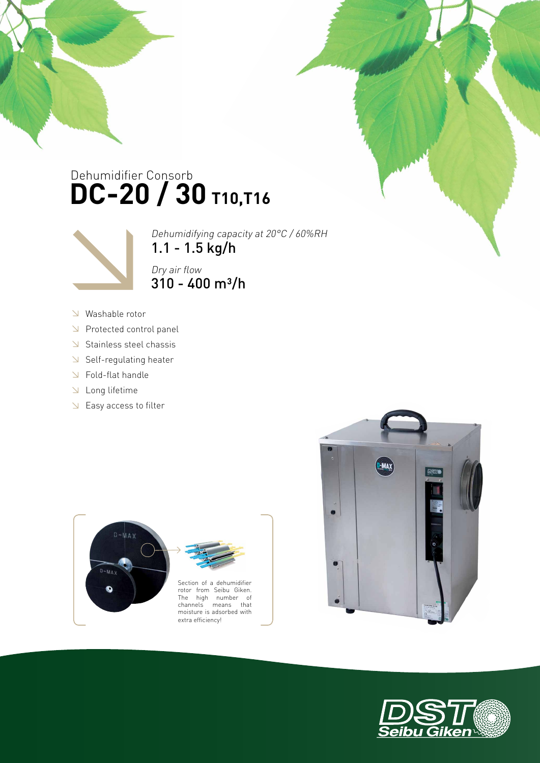# Dehumidifier Consorb DC-20 / 30 T10,T16

*Dehumidifying capacity at 20°C / 60%RH*

1.1 - 1.5 kg/h

*Dry air flow*

310 - 400 m³/h

- Washable rotor
- Protected control panel
- Stainless steel chassis
- Self-regulating heater
- Fold-flat handle
- Long lifetime
- Easy access to filter

Section of a dehumidifier rotor from Seibu Giken. The high number of channels means that moisture is adsorbed with extra efficiency!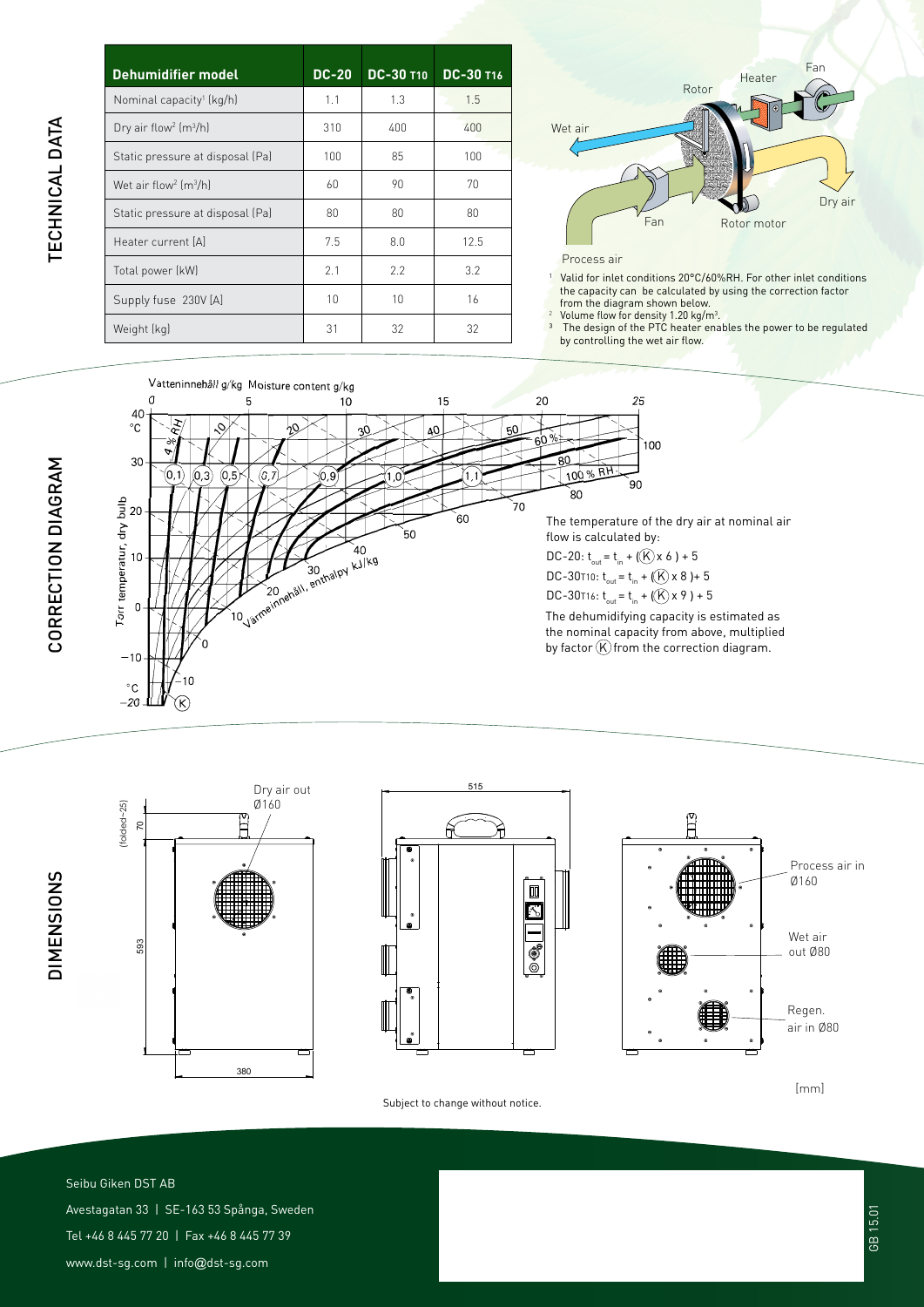## TECHNICAL DATA

| Dehumidifier model | DC-20 | DC-30 T10 | DC-30 T16 |
|---|---|---|---|
| Nominal capacity[1] (kg/h) | 1.1 | 1.3 | 1.5 |
| Dry air flow[2] (m³/h) | 310 | 400 | 400 |
| Static pressure at disposal (Pa) | 100 | 85 | 100 |
| Wet air flow[2] (m³/h) | 60 | 90 | 70 |
| Static pressure at disposal (Pa) | 80 | 80 | 80 |
| Heater current (A) | 7.5 | 8.0 | 12.5 |
| Total power (kW) | 2.1 | 2.2 | 3.2 |
| Supply fuse 230V (A) | 10 | 10 | 16 |
| Weight (kg) | 31 | 32 | 32 |

Heater
Fan
Rotor
Wet air
Dry air
Fan
Rotor motor
Process air

[1] Valid for inlet conditions 20°C/60%RH. For other inlet conditions the capacity can be calculated by using the correction factor from the diagram shown below.
[2] Volume flow for density 1.20 kg/m³.
[3] The design of the PTC heater enables the power to be regulated by controlling the wet air flow.

## CORRECTION DIAGRAM

Vatteninnehåll g/kg Moisture content g/kg
0 5 10 15 20 25
Torr temperatur, dry bulb
40 °C 30 20 10 0 −10 °C −20
4 % RH 10 20 30 40 50 60 % 80 100 % RH 100 90 80 70
0,1 0,3 0,5 0,7 0,9 1,0 1,1
Värmeinnehåll, enthalpy kJ/kg
−10 0 10 20 30 40 50 60 70
K

The temperature of the dry air at nominal air flow is calculated by:

DC-20: $t_{out} = t_{in} + (K \times 6) + 5$

DC-30T10: $t_{out} = t_{in} + (K \times 8) + 5$

DC-30T16: $t_{out} = t_{in} + (K \times 9) + 5$

The dehumidifying capacity is estimated as the nominal capacity from above, multiplied by factor K from the correction diagram.

## DIMENSIONS

Dry air out Ø160
(folded~25)
70
593
380
515
Process air in Ø160
Wet air out Ø80
Regen. air in Ø80
[mm]

Subject to change without notice.

Seibu Giken DST AB
Avestagatan 33 | SE-163 53 Spånga, Sweden
Tel +46 8 445 77 20 | Fax +46 8 445 77 39
www.dst-sg.com | info@dst-sg.com

GB 15.01